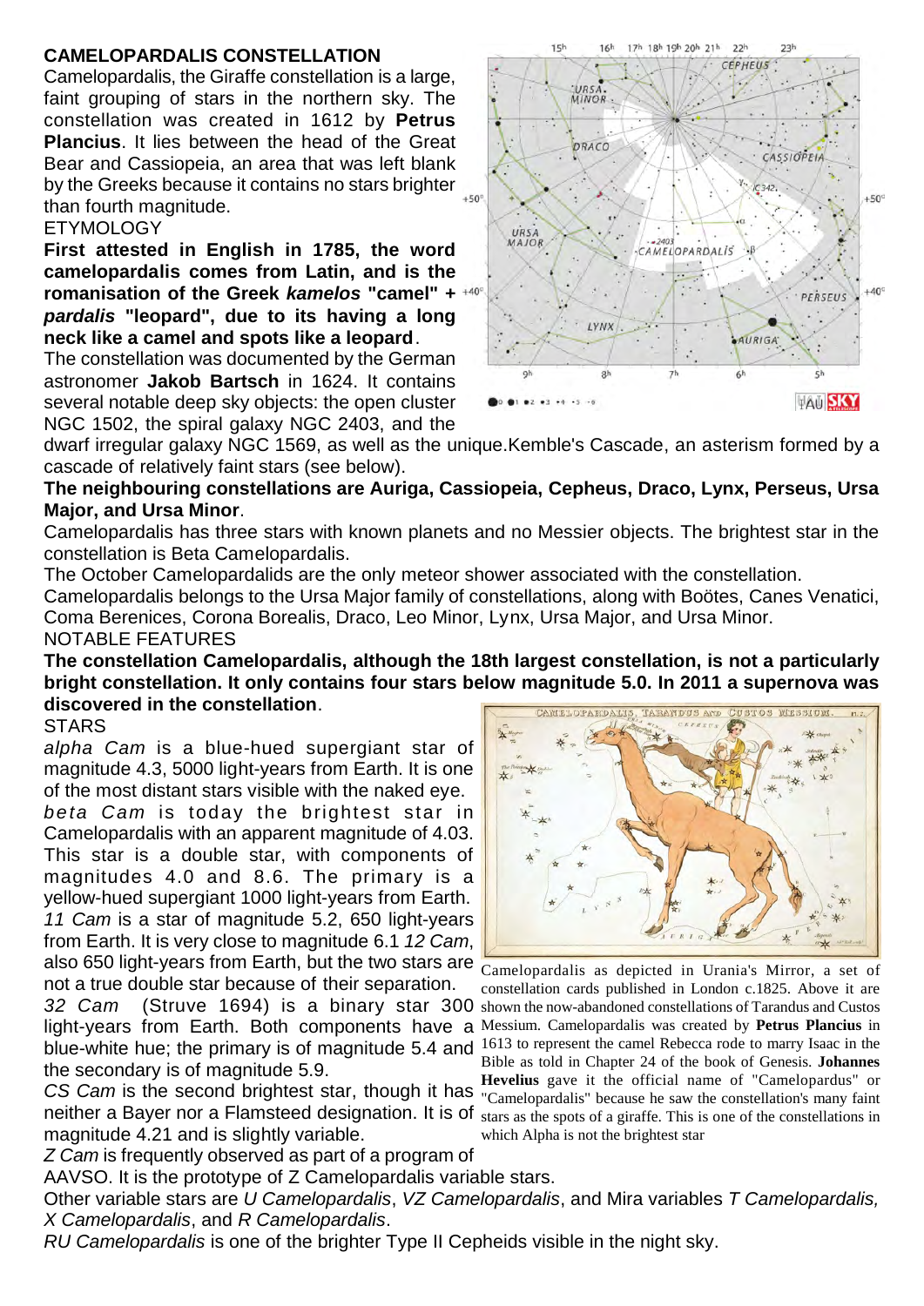## CAMELOPARDALIS CONSTELLATION

Camelopardalis, the Giraffe constellation is a large, faint grouping of stars in the northern sky. The constellation was created in 1612 by **Petrus Plancius**. It lies between the head of the Great Bear and Cassiopeia, an area that was left blank by the Greeks because it contains no stars brighter than fourth magnitude.

ETYMOLOGY

**First attested in English in 1785, the word camelopardalis comes from Latin, and is the romanisation of the Greek *kamelos* "camel" + *pardalis* "leopard", due to its having a long neck like a camel and spots like a leopard**.

The constellation was documented by the German astronomer **Jakob Bartsch** in 1624. It contains several notable deep sky objects: the open cluster NGC 1502, the spiral galaxy NGC 2403, and the dwarf irregular galaxy NGC 1569, as well as the unique.Kemble's Cascade, an asterism formed by a cascade of relatively faint stars (see below).

**The neighbouring constellations are Auriga, Cassiopeia, Cepheus, Draco, Lynx, Perseus, Ursa Major, and Ursa Minor**.

Camelopardalis has three stars with known planets and no Messier objects. The brightest star in the constellation is Beta Camelopardalis.

The October Camelopardalids are the only meteor shower associated with the constellation.

Camelopardalis belongs to the Ursa Major family of constellations, along with Boötes, Canes Venatici, Coma Berenices, Corona Borealis, Draco, Leo Minor, Lynx, Ursa Major, and Ursa Minor.

NOTABLE FEATURES

**The constellation Camelopardalis, although the 18th largest constellation, is not a particularly bright constellation. It only contains four stars below magnitude 5.0. In 2011 a supernova was discovered in the constellation**.

STARS

*alpha Cam* is a blue-hued supergiant star of magnitude 4.3, 5000 light-years from Earth. It is one of the most distant stars visible with the naked eye.

*beta Cam* is today the brightest star in Camelopardalis with an apparent magnitude of 4.03. This star is a double star, with components of magnitudes 4.0 and 8.6. The primary is a yellow-hued supergiant 1000 light-years from Earth.

*11 Cam* is a star of magnitude 5.2, 650 light-years from Earth. It is very close to magnitude 6.1 *12 Cam*, also 650 light-years from Earth, but the two stars are not a true double star because of their separation.

*32 Cam* (Struve 1694) is a binary star 300 light-years from Earth. Both components have a blue-white hue; the primary is of magnitude 5.4 and the secondary is of magnitude 5.9.

*CS Cam* is the second brightest star, though it has neither a Bayer nor a Flamsteed designation. It is of magnitude 4.21 and is slightly variable.

*Z Cam* is frequently observed as part of a program of AAVSO. It is the prototype of Z Camelopardalis variable stars.

Other variable stars are *U Camelopardalis*, *VZ Camelopardalis*, and Mira variables *T Camelopardalis, X Camelopardalis*, and *R Camelopardalis*.

*RU Camelopardalis* is one of the brighter Type II Cepheids visible in the night sky.

Camelopardalis as depicted in Urania's Mirror, a set of constellation cards published in London c.1825. Above it are shown the now-abandoned constellations of Tarandus and Custos Messium. Camelopardalis was created by **Petrus Plancius** in 1613 to represent the camel Rebecca rode to marry Isaac in the Bible as told in Chapter 24 of the book of Genesis. **Johannes Hevelius** gave it the official name of "Camelopardus" or "Camelopardalis" because he saw the constellation's many faint stars as the spots of a giraffe. This is one of the constellations in which Alpha is not the brightest star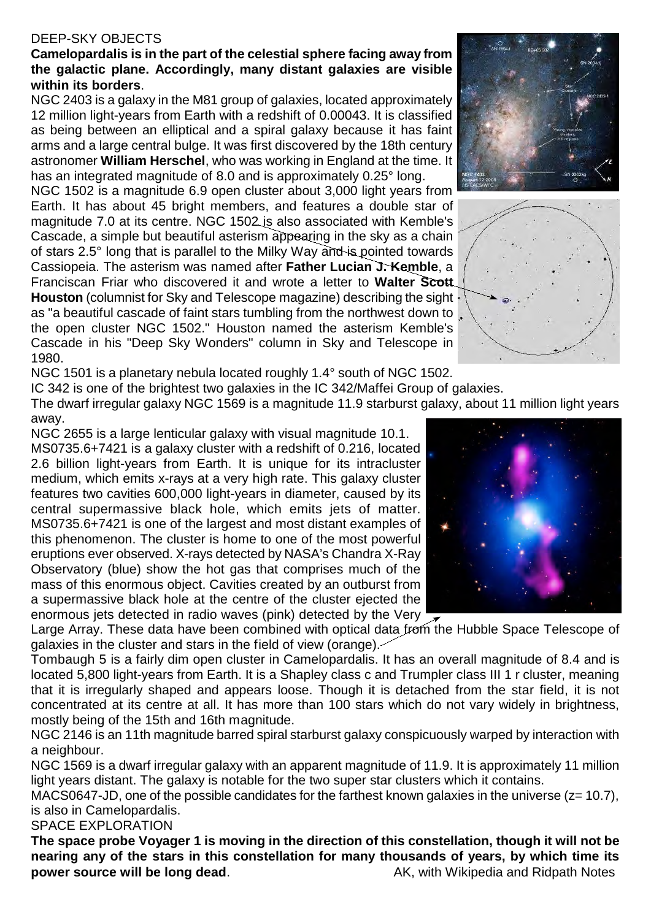DEEP-SKY OBJECTS

**Camelopardalis is in the part of the celestial sphere facing away from the galactic plane. Accordingly, many distant galaxies are visible within its borders**.

NGC 2403 is a galaxy in the M81 group of galaxies, located approximately 12 million light-years from Earth with a redshift of 0.00043. It is classified as being between an elliptical and a spiral galaxy because it has faint arms and a large central bulge. It was first discovered by the 18th century astronomer **William Herschel**, who was working in England at the time. It has an integrated magnitude of 8.0 and is approximately 0.25° long.

NGC 1502 is a magnitude 6.9 open cluster about 3,000 light years from Earth. It has about 45 bright members, and features a double star of magnitude 7.0 at its centre. NGC 1502 is also associated with Kemble's Cascade, a simple but beautiful asterism appearing in the sky as a chain of stars 2.5° long that is parallel to the Milky Way and is pointed towards Cassiopeia. The asterism was named after **Father Lucian J. Kemble**, a Franciscan Friar who discovered it and wrote a letter to **Walter Scott Houston** (columnist for Sky and Telescope magazine) describing the sight as "a beautiful cascade of faint stars tumbling from the northwest down to the open cluster NGC 1502." Houston named the asterism Kemble's Cascade in his "Deep Sky Wonders" column in Sky and Telescope in 1980.

NGC 1501 is a planetary nebula located roughly 1.4° south of NGC 1502.

IC 342 is one of the brightest two galaxies in the IC 342/Maffei Group of galaxies.

The dwarf irregular galaxy NGC 1569 is a magnitude 11.9 starburst galaxy, about 11 million light years away.

NGC 2655 is a large lenticular galaxy with visual magnitude 10.1.

MS0735.6+7421 is a galaxy cluster with a redshift of 0.216, located 2.6 billion light-years from Earth. It is unique for its intracluster medium, which emits x-rays at a very high rate. This galaxy cluster features two cavities 600,000 light-years in diameter, caused by its central supermassive black hole, which emits jets of matter. MS0735.6+7421 is one of the largest and most distant examples of this phenomenon. The cluster is home to one of the most powerful eruptions ever observed. X-rays detected by NASA's Chandra X-Ray Observatory (blue) show the hot gas that comprises much of the mass of this enormous object. Cavities created by an outburst from a supermassive black hole at the centre of the cluster ejected the enormous jets detected in radio waves (pink) detected by the Very Large Array. These data have been combined with optical data from the Hubble Space Telescope of galaxies in the cluster and stars in the field of view (orange).

Tombaugh 5 is a fairly dim open cluster in Camelopardalis. It has an overall magnitude of 8.4 and is located 5,800 light-years from Earth. It is a Shapley class c and Trumpler class III 1 r cluster, meaning that it is irregularly shaped and appears loose. Though it is detached from the star field, it is not concentrated at its centre at all. It has more than 100 stars which do not vary widely in brightness, mostly being of the 15th and 16th magnitude.

NGC 2146 is an 11th magnitude barred spiral starburst galaxy conspicuously warped by interaction with a neighbour.

NGC 1569 is a dwarf irregular galaxy with an apparent magnitude of 11.9. It is approximately 11 million light years distant. The galaxy is notable for the two super star clusters which it contains.

MACS0647-JD, one of the possible candidates for the farthest known galaxies in the universe ($z = 10.7$), is also in Camelopardalis.

SPACE EXPLORATION

**The space probe Voyager 1 is moving in the direction of this constellation, though it will not be nearing any of the stars in this constellation for many thousands of years, by which time its power source will be long dead**.

AK, with Wikipedia and Ridpath Notes